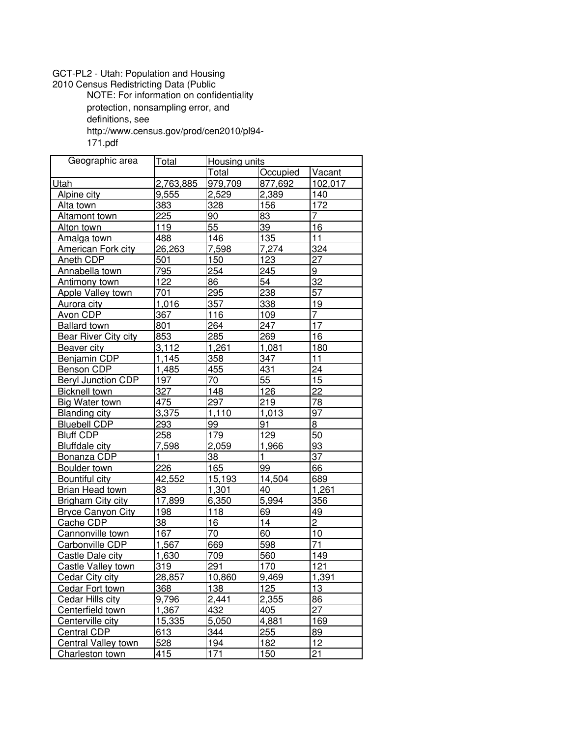GCT-PL2 - Utah: Population and Housing
2010 Census Redistricting Data (Public

NOTE: For information on confidentiality protection, nonsampling error, and definitions, see http://www.census.gov/prod/cen2010/pl94-171.pdf

| Geographic area | Total | Housing units | | |
|---|---|---|---|---|
| | | Total | Occupied | Vacant |
| Utah | 2,763,885 | 979,709 | 877,692 | 102,017 |
| Alpine city | 9,555 | 2,529 | 2,389 | 140 |
| Alta town | 383 | 328 | 156 | 172 |
| Altamont town | 225 | 90 | 83 | 7 |
| Alton town | 119 | 55 | 39 | 16 |
| Amalga town | 488 | 146 | 135 | 11 |
| American Fork city | 26,263 | 7,598 | 7,274 | 324 |
| Aneth CDP | 501 | 150 | 123 | 27 |
| Annabella town | 795 | 254 | 245 | 9 |
| Antimony town | 122 | 86 | 54 | 32 |
| Apple Valley town | 701 | 295 | 238 | 57 |
| Aurora city | 1,016 | 357 | 338 | 19 |
| Avon CDP | 367 | 116 | 109 | 7 |
| Ballard town | 801 | 264 | 247 | 17 |
| Bear River City city | 853 | 285 | 269 | 16 |
| Beaver city | 3,112 | 1,261 | 1,081 | 180 |
| Benjamin CDP | 1,145 | 358 | 347 | 11 |
| Benson CDP | 1,485 | 455 | 431 | 24 |
| Beryl Junction CDP | 197 | 70 | 55 | 15 |
| Bicknell town | 327 | 148 | 126 | 22 |
| Big Water town | 475 | 297 | 219 | 78 |
| Blanding city | 3,375 | 1,110 | 1,013 | 97 |
| Bluebell CDP | 293 | 99 | 91 | 8 |
| Bluff CDP | 258 | 179 | 129 | 50 |
| Bluffdale city | 7,598 | 2,059 | 1,966 | 93 |
| Bonanza CDP | 1 | 38 | 1 | 37 |
| Boulder town | 226 | 165 | 99 | 66 |
| Bountiful city | 42,552 | 15,193 | 14,504 | 689 |
| Brian Head town | 83 | 1,301 | 40 | 1,261 |
| Brigham City city | 17,899 | 6,350 | 5,994 | 356 |
| Bryce Canyon City | 198 | 118 | 69 | 49 |
| Cache CDP | 38 | 16 | 14 | 2 |
| Cannonville town | 167 | 70 | 60 | 10 |
| Carbonville CDP | 1,567 | 669 | 598 | 71 |
| Castle Dale city | 1,630 | 709 | 560 | 149 |
| Castle Valley town | 319 | 291 | 170 | 121 |
| Cedar City city | 28,857 | 10,860 | 9,469 | 1,391 |
| Cedar Fort town | 368 | 138 | 125 | 13 |
| Cedar Hills city | 9,796 | 2,441 | 2,355 | 86 |
| Centerfield town | 1,367 | 432 | 405 | 27 |
| Centerville city | 15,335 | 5,050 | 4,881 | 169 |
| Central CDP | 613 | 344 | 255 | 89 |
| Central Valley town | 528 | 194 | 182 | 12 |
| Charleston town | 415 | 171 | 150 | 21 |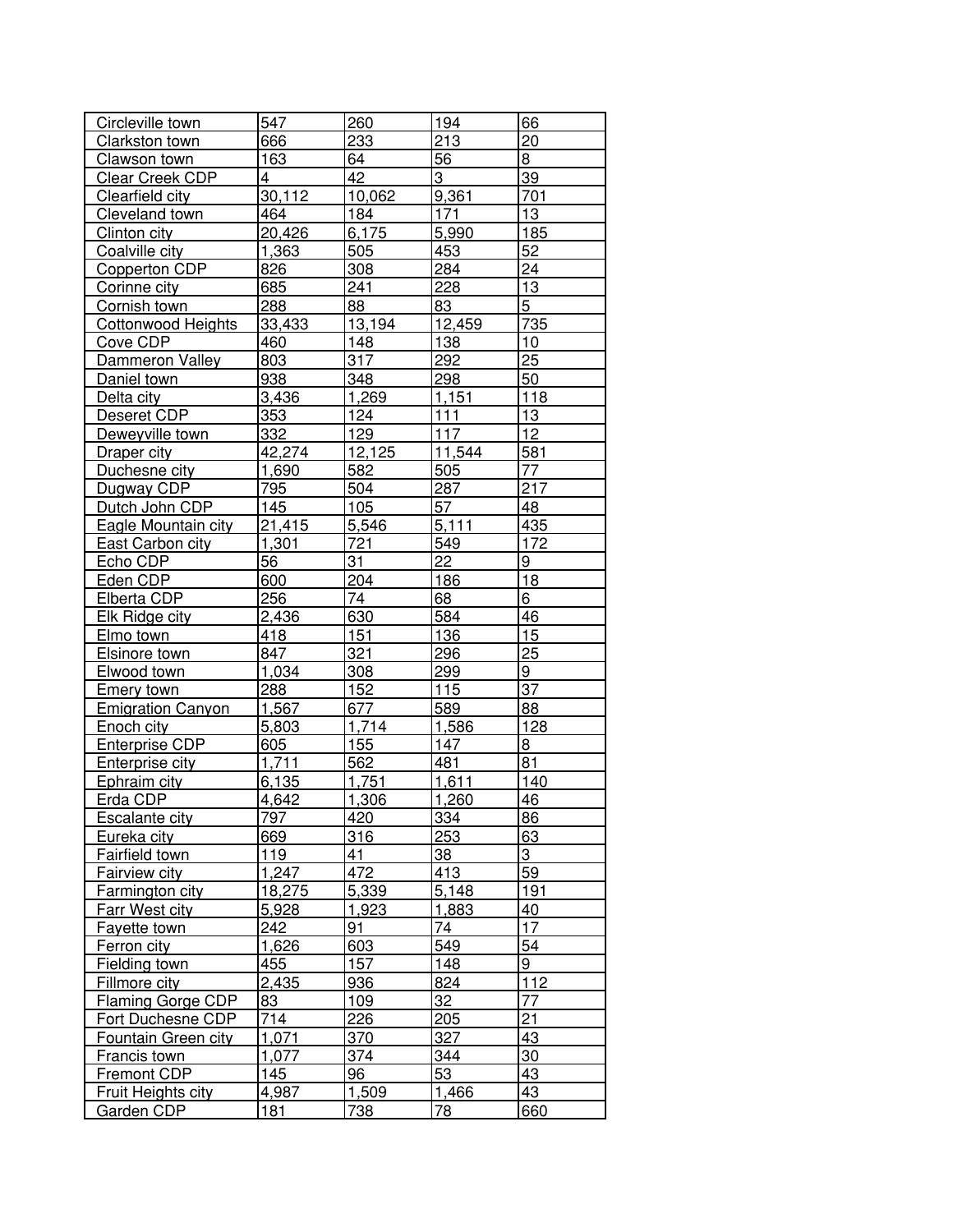| Circleville town | 547 | 260 | 194 | 66 |
|---|---|---|---|---|
| Clarkston town | 666 | 233 | 213 | 20 |
| Clawson town | 163 | 64 | 56 | 8 |
| Clear Creek CDP | 4 | 42 | 3 | 39 |
| Clearfield city | 30,112 | 10,062 | 9,361 | 701 |
| Cleveland town | 464 | 184 | 171 | 13 |
| Clinton city | 20,426 | 6,175 | 5,990 | 185 |
| Coalville city | 1,363 | 505 | 453 | 52 |
| Copperton CDP | 826 | 308 | 284 | 24 |
| Corinne city | 685 | 241 | 228 | 13 |
| Cornish town | 288 | 88 | 83 | 5 |
| Cottonwood Heights | 33,433 | 13,194 | 12,459 | 735 |
| Cove CDP | 460 | 148 | 138 | 10 |
| Dammeron Valley | 803 | 317 | 292 | 25 |
| Daniel town | 938 | 348 | 298 | 50 |
| Delta city | 3,436 | 1,269 | 1,151 | 118 |
| Deseret CDP | 353 | 124 | 111 | 13 |
| Deweyville town | 332 | 129 | 117 | 12 |
| Draper city | 42,274 | 12,125 | 11,544 | 581 |
| Duchesne city | 1,690 | 582 | 505 | 77 |
| Dugway CDP | 795 | 504 | 287 | 217 |
| Dutch John CDP | 145 | 105 | 57 | 48 |
| Eagle Mountain city | 21,415 | 5,546 | 5,111 | 435 |
| East Carbon city | 1,301 | 721 | 549 | 172 |
| Echo CDP | 56 | 31 | 22 | 9 |
| Eden CDP | 600 | 204 | 186 | 18 |
| Elberta CDP | 256 | 74 | 68 | 6 |
| Elk Ridge city | 2,436 | 630 | 584 | 46 |
| Elmo town | 418 | 151 | 136 | 15 |
| Elsinore town | 847 | 321 | 296 | 25 |
| Elwood town | 1,034 | 308 | 299 | 9 |
| Emery town | 288 | 152 | 115 | 37 |
| Emigration Canyon | 1,567 | 677 | 589 | 88 |
| Enoch city | 5,803 | 1,714 | 1,586 | 128 |
| Enterprise CDP | 605 | 155 | 147 | 8 |
| Enterprise city | 1,711 | 562 | 481 | 81 |
| Ephraim city | 6,135 | 1,751 | 1,611 | 140 |
| Erda CDP | 4,642 | 1,306 | 1,260 | 46 |
| Escalante city | 797 | 420 | 334 | 86 |
| Eureka city | 669 | 316 | 253 | 63 |
| Fairfield town | 119 | 41 | 38 | 3 |
| Fairview city | 1,247 | 472 | 413 | 59 |
| Farmington city | 18,275 | 5,339 | 5,148 | 191 |
| Farr West city | 5,928 | 1,923 | 1,883 | 40 |
| Fayette town | 242 | 91 | 74 | 17 |
| Ferron city | 1,626 | 603 | 549 | 54 |
| Fielding town | 455 | 157 | 148 | 9 |
| Fillmore city | 2,435 | 936 | 824 | 112 |
| Flaming Gorge CDP | 83 | 109 | 32 | 77 |
| Fort Duchesne CDP | 714 | 226 | 205 | 21 |
| Fountain Green city | 1,071 | 370 | 327 | 43 |
| Francis town | 1,077 | 374 | 344 | 30 |
| Fremont CDP | 145 | 96 | 53 | 43 |
| Fruit Heights city | 4,987 | 1,509 | 1,466 | 43 |
| Garden CDP | 181 | 738 | 78 | 660 |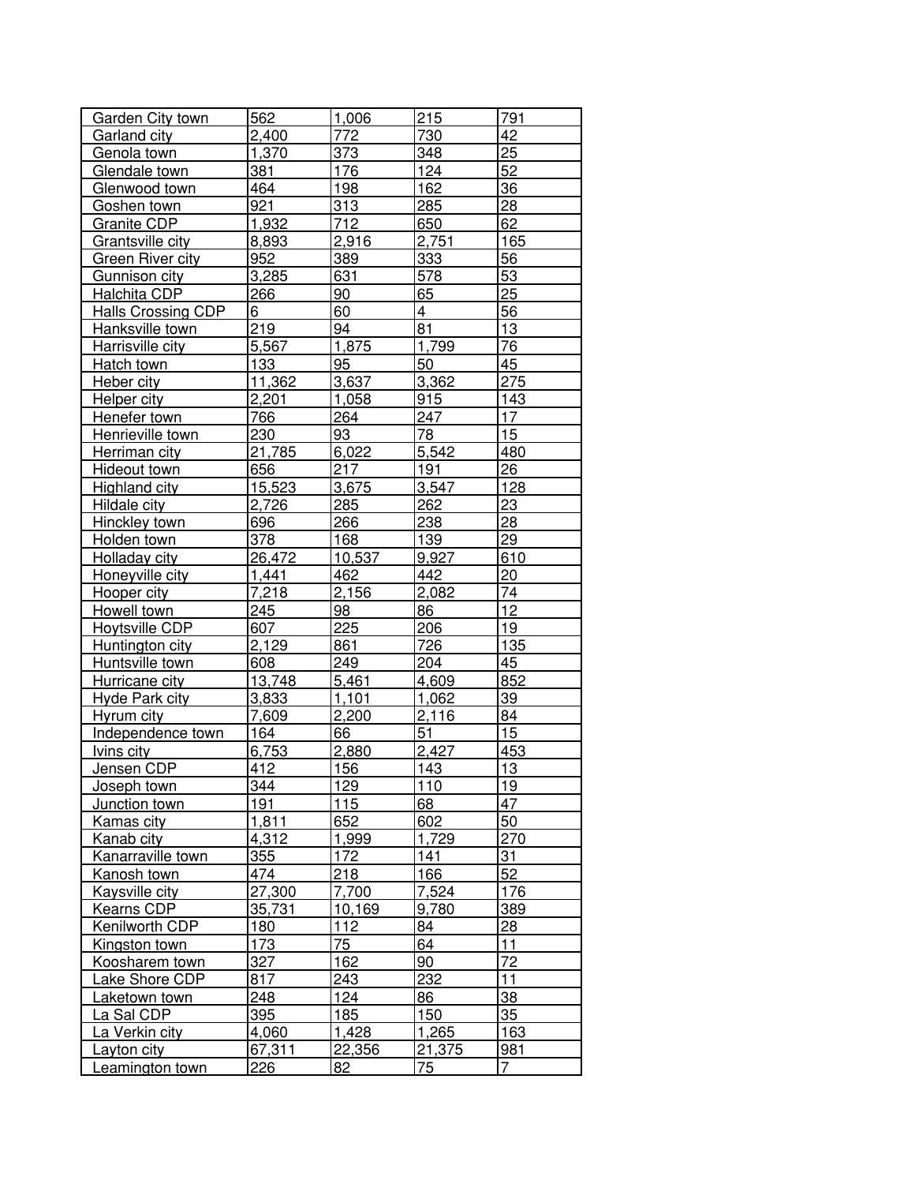| | | | | |
|---|---|---|---|---|
| Garden City town | 562 | 1,006 | 215 | 791 |
| Garland city | 2,400 | 772 | 730 | 42 |
| Genola town | 1,370 | 373 | 348 | 25 |
| Glendale town | 381 | 176 | 124 | 52 |
| Glenwood town | 464 | 198 | 162 | 36 |
| Goshen town | 921 | 313 | 285 | 28 |
| Granite CDP | 1,932 | 712 | 650 | 62 |
| Grantsville city | 8,893 | 2,916 | 2,751 | 165 |
| Green River city | 952 | 389 | 333 | 56 |
| Gunnison city | 3,285 | 631 | 578 | 53 |
| Halchita CDP | 266 | 90 | 65 | 25 |
| Halls Crossing CDP | 6 | 60 | 4 | 56 |
| Hanksville town | 219 | 94 | 81 | 13 |
| Harrisville city | 5,567 | 1,875 | 1,799 | 76 |
| Hatch town | 133 | 95 | 50 | 45 |
| Heber city | 11,362 | 3,637 | 3,362 | 275 |
| Helper city | 2,201 | 1,058 | 915 | 143 |
| Henefer town | 766 | 264 | 247 | 17 |
| Henrieville town | 230 | 93 | 78 | 15 |
| Herriman city | 21,785 | 6,022 | 5,542 | 480 |
| Hideout town | 656 | 217 | 191 | 26 |
| Highland city | 15,523 | 3,675 | 3,547 | 128 |
| Hildale city | 2,726 | 285 | 262 | 23 |
| Hinckley town | 696 | 266 | 238 | 28 |
| Holden town | 378 | 168 | 139 | 29 |
| Holladay city | 26,472 | 10,537 | 9,927 | 610 |
| Honeyville city | 1,441 | 462 | 442 | 20 |
| Hooper city | 7,218 | 2,156 | 2,082 | 74 |
| Howell town | 245 | 98 | 86 | 12 |
| Hoytsville CDP | 607 | 225 | 206 | 19 |
| Huntington city | 2,129 | 861 | 726 | 135 |
| Huntsville town | 608 | 249 | 204 | 45 |
| Hurricane city | 13,748 | 5,461 | 4,609 | 852 |
| Hyde Park city | 3,833 | 1,101 | 1,062 | 39 |
| Hyrum city | 7,609 | 2,200 | 2,116 | 84 |
| Independence town | 164 | 66 | 51 | 15 |
| Ivins city | 6,753 | 2,880 | 2,427 | 453 |
| Jensen CDP | 412 | 156 | 143 | 13 |
| Joseph town | 344 | 129 | 110 | 19 |
| Junction town | 191 | 115 | 68 | 47 |
| Kamas city | 1,811 | 652 | 602 | 50 |
| Kanab city | 4,312 | 1,999 | 1,729 | 270 |
| Kanarraville town | 355 | 172 | 141 | 31 |
| Kanosh town | 474 | 218 | 166 | 52 |
| Kaysville city | 27,300 | 7,700 | 7,524 | 176 |
| Kearns CDP | 35,731 | 10,169 | 9,780 | 389 |
| Kenilworth CDP | 180 | 112 | 84 | 28 |
| Kingston town | 173 | 75 | 64 | 11 |
| Koosharem town | 327 | 162 | 90 | 72 |
| Lake Shore CDP | 817 | 243 | 232 | 11 |
| Laketown town | 248 | 124 | 86 | 38 |
| La Sal CDP | 395 | 185 | 150 | 35 |
| La Verkin city | 4,060 | 1,428 | 1,265 | 163 |
| Layton city | 67,311 | 22,356 | 21,375 | 981 |
| Leamington town | 226 | 82 | 75 | 7 |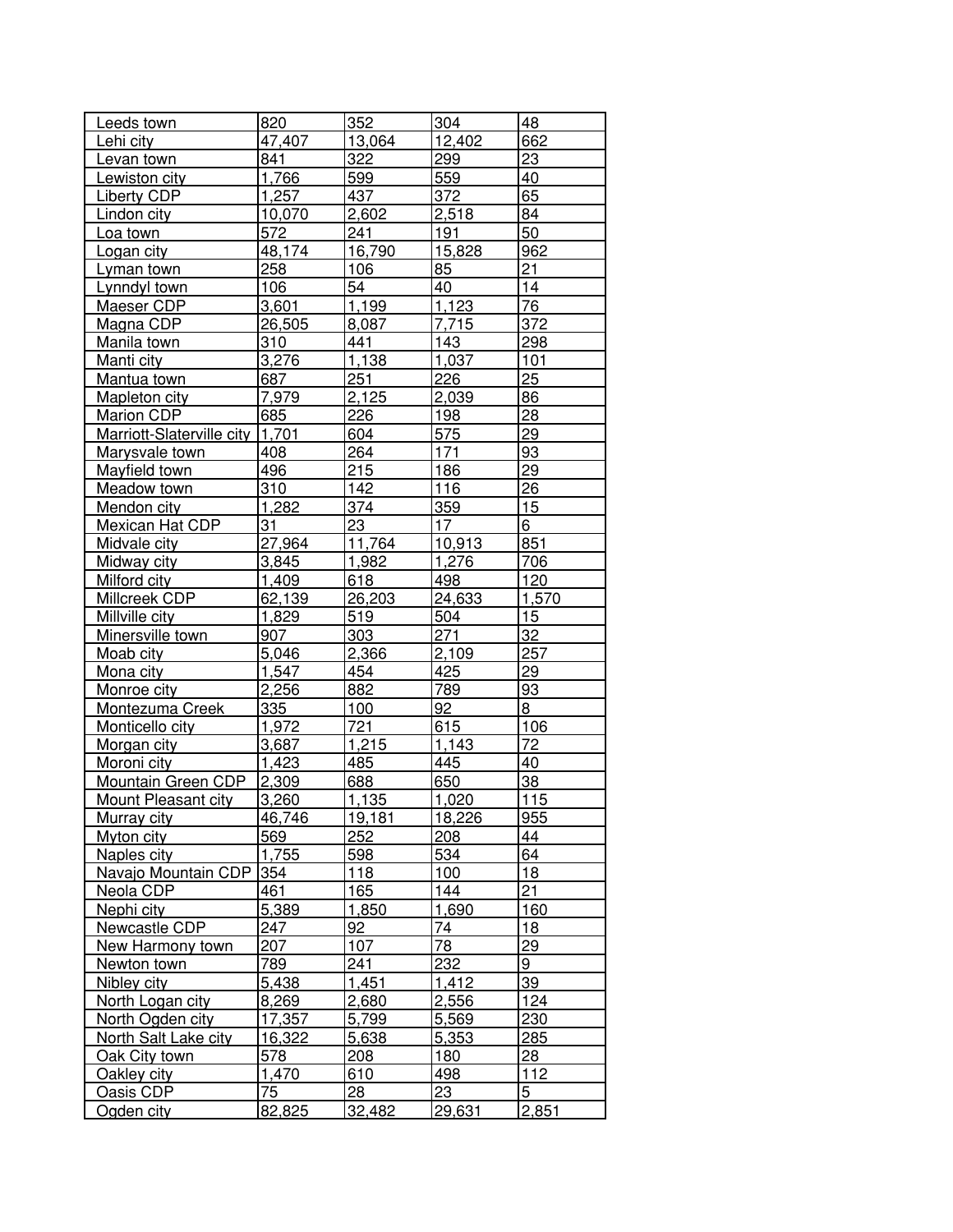| Leeds town | 820 | 352 | 304 | 48 |
|---|---|---|---|---|
| Lehi city | 47,407 | 13,064 | 12,402 | 662 |
| Levan town | 841 | 322 | 299 | 23 |
| Lewiston city | 1,766 | 599 | 559 | 40 |
| Liberty CDP | 1,257 | 437 | 372 | 65 |
| Lindon city | 10,070 | 2,602 | 2,518 | 84 |
| Loa town | 572 | 241 | 191 | 50 |
| Logan city | 48,174 | 16,790 | 15,828 | 962 |
| Lyman town | 258 | 106 | 85 | 21 |
| Lynndyl town | 106 | 54 | 40 | 14 |
| Maeser CDP | 3,601 | 1,199 | 1,123 | 76 |
| Magna CDP | 26,505 | 8,087 | 7,715 | 372 |
| Manila town | 310 | 441 | 143 | 298 |
| Manti city | 3,276 | 1,138 | 1,037 | 101 |
| Mantua town | 687 | 251 | 226 | 25 |
| Mapleton city | 7,979 | 2,125 | 2,039 | 86 |
| Marion CDP | 685 | 226 | 198 | 28 |
| Marriott-Slaterville city | 1,701 | 604 | 575 | 29 |
| Marysvale town | 408 | 264 | 171 | 93 |
| Mayfield town | 496 | 215 | 186 | 29 |
| Meadow town | 310 | 142 | 116 | 26 |
| Mendon city | 1,282 | 374 | 359 | 15 |
| Mexican Hat CDP | 31 | 23 | 17 | 6 |
| Midvale city | 27,964 | 11,764 | 10,913 | 851 |
| Midway city | 3,845 | 1,982 | 1,276 | 706 |
| Milford city | 1,409 | 618 | 498 | 120 |
| Millcreek CDP | 62,139 | 26,203 | 24,633 | 1,570 |
| Millville city | 1,829 | 519 | 504 | 15 |
| Minersville town | 907 | 303 | 271 | 32 |
| Moab city | 5,046 | 2,366 | 2,109 | 257 |
| Mona city | 1,547 | 454 | 425 | 29 |
| Monroe city | 2,256 | 882 | 789 | 93 |
| Montezuma Creek | 335 | 100 | 92 | 8 |
| Monticello city | 1,972 | 721 | 615 | 106 |
| Morgan city | 3,687 | 1,215 | 1,143 | 72 |
| Moroni city | 1,423 | 485 | 445 | 40 |
| Mountain Green CDP | 2,309 | 688 | 650 | 38 |
| Mount Pleasant city | 3,260 | 1,135 | 1,020 | 115 |
| Murray city | 46,746 | 19,181 | 18,226 | 955 |
| Myton city | 569 | 252 | 208 | 44 |
| Naples city | 1,755 | 598 | 534 | 64 |
| Navajo Mountain CDP | 354 | 118 | 100 | 18 |
| Neola CDP | 461 | 165 | 144 | 21 |
| Nephi city | 5,389 | 1,850 | 1,690 | 160 |
| Newcastle CDP | 247 | 92 | 74 | 18 |
| New Harmony town | 207 | 107 | 78 | 29 |
| Newton town | 789 | 241 | 232 | 9 |
| Nibley city | 5,438 | 1,451 | 1,412 | 39 |
| North Logan city | 8,269 | 2,680 | 2,556 | 124 |
| North Ogden city | 17,357 | 5,799 | 5,569 | 230 |
| North Salt Lake city | 16,322 | 5,638 | 5,353 | 285 |
| Oak City town | 578 | 208 | 180 | 28 |
| Oakley city | 1,470 | 610 | 498 | 112 |
| Oasis CDP | 75 | 28 | 23 | 5 |
| Ogden city | 82,825 | 32,482 | 29,631 | 2,851 |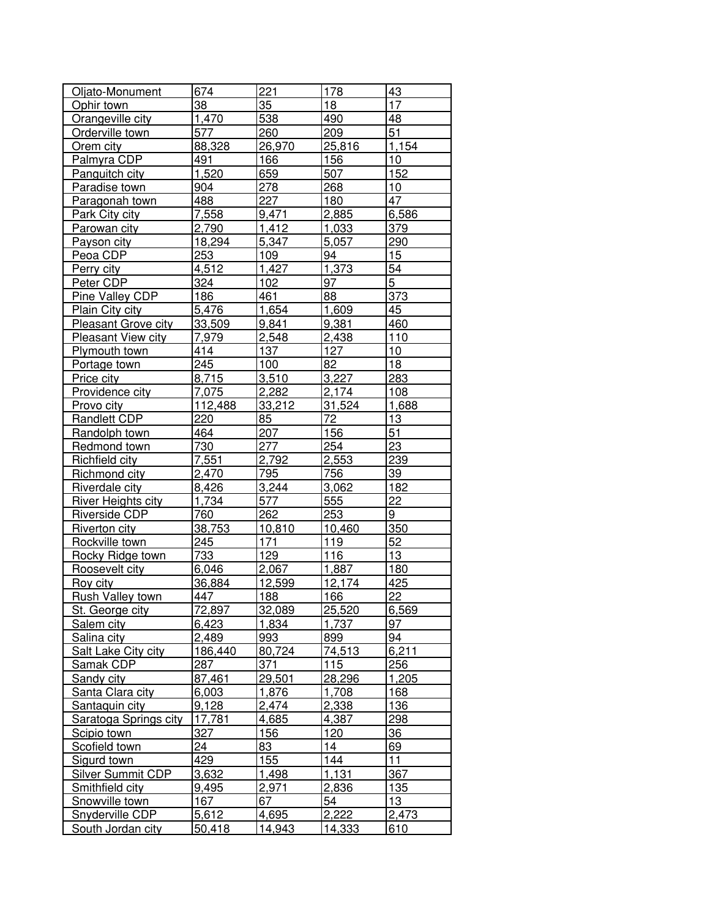| | | | | |
|---|---|---|---|---|
| Oljato-Monument | 674 | 221 | 178 | 43 |
| Ophir town | 38 | 35 | 18 | 17 |
| Orangeville city | 1,470 | 538 | 490 | 48 |
| Orderville town | 577 | 260 | 209 | 51 |
| Orem city | 88,328 | 26,970 | 25,816 | 1,154 |
| Palmyra CDP | 491 | 166 | 156 | 10 |
| Panguitch city | 1,520 | 659 | 507 | 152 |
| Paradise town | 904 | 278 | 268 | 10 |
| Paragonah town | 488 | 227 | 180 | 47 |
| Park City city | 7,558 | 9,471 | 2,885 | 6,586 |
| Parowan city | 2,790 | 1,412 | 1,033 | 379 |
| Payson city | 18,294 | 5,347 | 5,057 | 290 |
| Peoa CDP | 253 | 109 | 94 | 15 |
| Perry city | 4,512 | 1,427 | 1,373 | 54 |
| Peter CDP | 324 | 102 | 97 | 5 |
| Pine Valley CDP | 186 | 461 | 88 | 373 |
| Plain City city | 5,476 | 1,654 | 1,609 | 45 |
| Pleasant Grove city | 33,509 | 9,841 | 9,381 | 460 |
| Pleasant View city | 7,979 | 2,548 | 2,438 | 110 |
| Plymouth town | 414 | 137 | 127 | 10 |
| Portage town | 245 | 100 | 82 | 18 |
| Price city | 8,715 | 3,510 | 3,227 | 283 |
| Providence city | 7,075 | 2,282 | 2,174 | 108 |
| Provo city | 112,488 | 33,212 | 31,524 | 1,688 |
| Randlett CDP | 220 | 85 | 72 | 13 |
| Randolph town | 464 | 207 | 156 | 51 |
| Redmond town | 730 | 277 | 254 | 23 |
| Richfield city | 7,551 | 2,792 | 2,553 | 239 |
| Richmond city | 2,470 | 795 | 756 | 39 |
| Riverdale city | 8,426 | 3,244 | 3,062 | 182 |
| River Heights city | 1,734 | 577 | 555 | 22 |
| Riverside CDP | 760 | 262 | 253 | 9 |
| Riverton city | 38,753 | 10,810 | 10,460 | 350 |
| Rockville town | 245 | 171 | 119 | 52 |
| Rocky Ridge town | 733 | 129 | 116 | 13 |
| Roosevelt city | 6,046 | 2,067 | 1,887 | 180 |
| Roy city | 36,884 | 12,599 | 12,174 | 425 |
| Rush Valley town | 447 | 188 | 166 | 22 |
| St. George city | 72,897 | 32,089 | 25,520 | 6,569 |
| Salem city | 6,423 | 1,834 | 1,737 | 97 |
| Salina city | 2,489 | 993 | 899 | 94 |
| Salt Lake City city | 186,440 | 80,724 | 74,513 | 6,211 |
| Samak CDP | 287 | 371 | 115 | 256 |
| Sandy city | 87,461 | 29,501 | 28,296 | 1,205 |
| Santa Clara city | 6,003 | 1,876 | 1,708 | 168 |
| Santaquin city | 9,128 | 2,474 | 2,338 | 136 |
| Saratoga Springs city | 17,781 | 4,685 | 4,387 | 298 |
| Scipio town | 327 | 156 | 120 | 36 |
| Scofield town | 24 | 83 | 14 | 69 |
| Sigurd town | 429 | 155 | 144 | 11 |
| Silver Summit CDP | 3,632 | 1,498 | 1,131 | 367 |
| Smithfield city | 9,495 | 2,971 | 2,836 | 135 |
| Snowville town | 167 | 67 | 54 | 13 |
| Snyderville CDP | 5,612 | 4,695 | 2,222 | 2,473 |
| South Jordan city | 50,418 | 14,943 | 14,333 | 610 |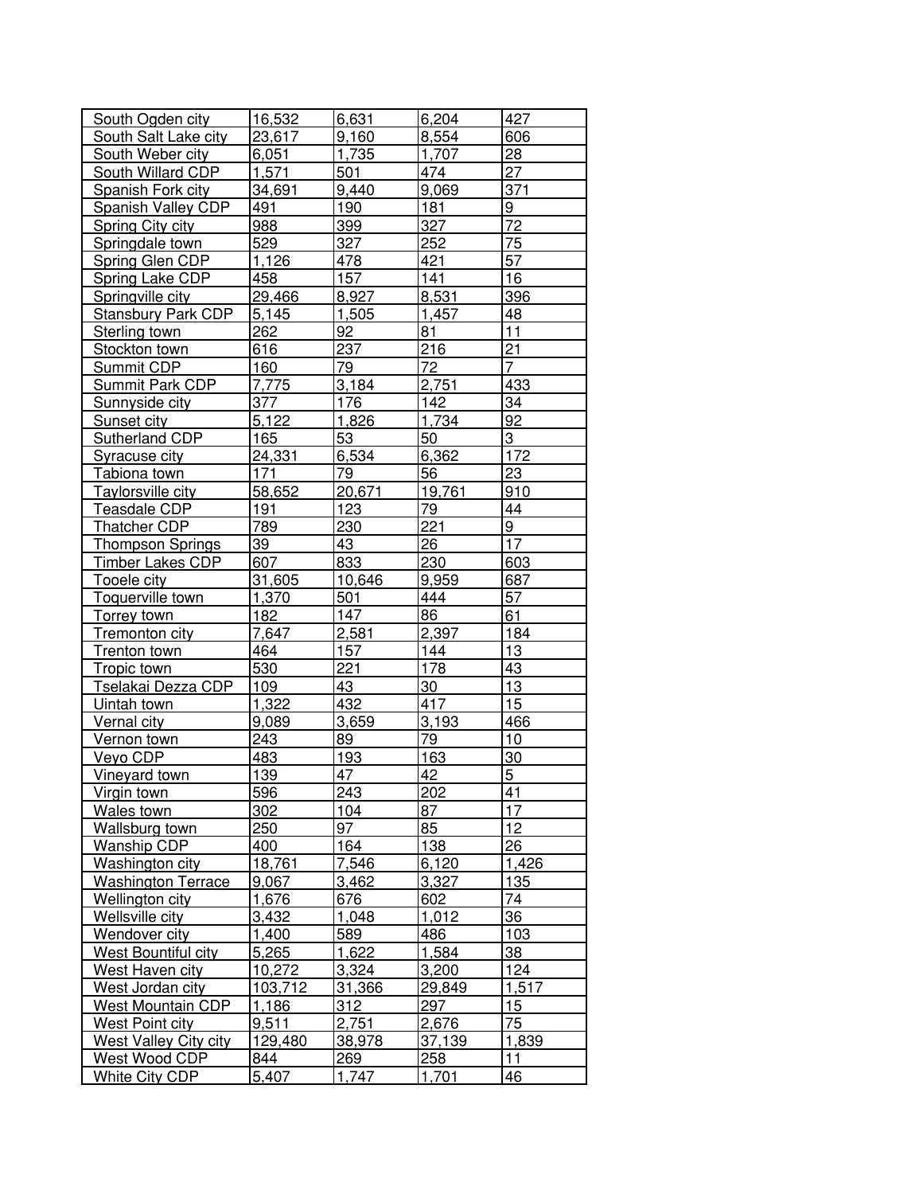| | | | | |
|---|---|---|---|---|
| South Ogden city | 16,532 | 6,631 | 6,204 | 427 |
| South Salt Lake city | 23,617 | 9,160 | 8,554 | 606 |
| South Weber city | 6,051 | 1,735 | 1,707 | 28 |
| South Willard CDP | 1,571 | 501 | 474 | 27 |
| Spanish Fork city | 34,691 | 9,440 | 9,069 | 371 |
| Spanish Valley CDP | 491 | 190 | 181 | 9 |
| Spring City city | 988 | 399 | 327 | 72 |
| Springdale town | 529 | 327 | 252 | 75 |
| Spring Glen CDP | 1,126 | 478 | 421 | 57 |
| Spring Lake CDP | 458 | 157 | 141 | 16 |
| Springville city | 29,466 | 8,927 | 8,531 | 396 |
| Stansbury Park CDP | 5,145 | 1,505 | 1,457 | 48 |
| Sterling town | 262 | 92 | 81 | 11 |
| Stockton town | 616 | 237 | 216 | 21 |
| Summit CDP | 160 | 79 | 72 | 7 |
| Summit Park CDP | 7,775 | 3,184 | 2,751 | 433 |
| Sunnyside city | 377 | 176 | 142 | 34 |
| Sunset city | 5,122 | 1,826 | 1,734 | 92 |
| Sutherland CDP | 165 | 53 | 50 | 3 |
| Syracuse city | 24,331 | 6,534 | 6,362 | 172 |
| Tabiona town | 171 | 79 | 56 | 23 |
| Taylorsville city | 58,652 | 20,671 | 19,761 | 910 |
| Teasdale CDP | 191 | 123 | 79 | 44 |
| Thatcher CDP | 789 | 230 | 221 | 9 |
| Thompson Springs | 39 | 43 | 26 | 17 |
| Timber Lakes CDP | 607 | 833 | 230 | 603 |
| Tooele city | 31,605 | 10,646 | 9,959 | 687 |
| Toquerville town | 1,370 | 501 | 444 | 57 |
| Torrey town | 182 | 147 | 86 | 61 |
| Tremonton city | 7,647 | 2,581 | 2,397 | 184 |
| Trenton town | 464 | 157 | 144 | 13 |
| Tropic town | 530 | 221 | 178 | 43 |
| Tselakai Dezza CDP | 109 | 43 | 30 | 13 |
| Uintah town | 1,322 | 432 | 417 | 15 |
| Vernal city | 9,089 | 3,659 | 3,193 | 466 |
| Vernon town | 243 | 89 | 79 | 10 |
| Veyo CDP | 483 | 193 | 163 | 30 |
| Vineyard town | 139 | 47 | 42 | 5 |
| Virgin town | 596 | 243 | 202 | 41 |
| Wales town | 302 | 104 | 87 | 17 |
| Wallsburg town | 250 | 97 | 85 | 12 |
| Wanship CDP | 400 | 164 | 138 | 26 |
| Washington city | 18,761 | 7,546 | 6,120 | 1,426 |
| Washington Terrace | 9,067 | 3,462 | 3,327 | 135 |
| Wellington city | 1,676 | 676 | 602 | 74 |
| Wellsville city | 3,432 | 1,048 | 1,012 | 36 |
| Wendover city | 1,400 | 589 | 486 | 103 |
| West Bountiful city | 5,265 | 1,622 | 1,584 | 38 |
| West Haven city | 10,272 | 3,324 | 3,200 | 124 |
| West Jordan city | 103,712 | 31,366 | 29,849 | 1,517 |
| West Mountain CDP | 1,186 | 312 | 297 | 15 |
| West Point city | 9,511 | 2,751 | 2,676 | 75 |
| West Valley City city | 129,480 | 38,978 | 37,139 | 1,839 |
| West Wood CDP | 844 | 269 | 258 | 11 |
| White City CDP | 5,407 | 1,747 | 1,701 | 46 |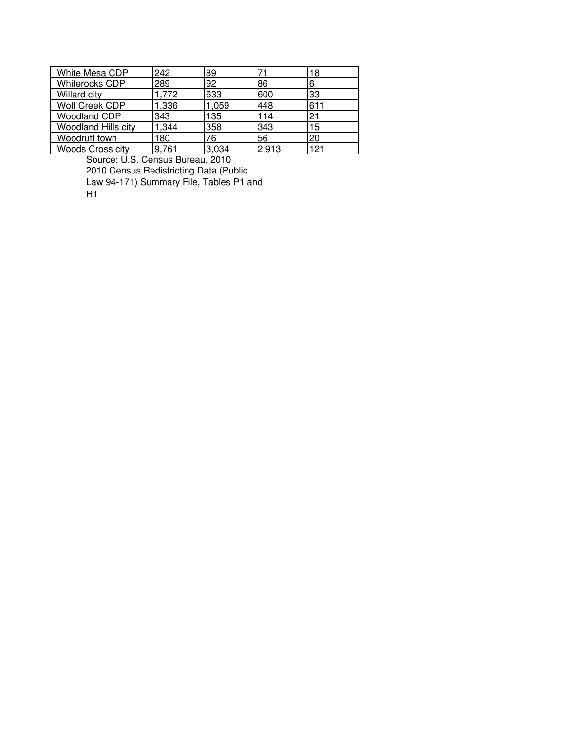| | | | | |
|---|---|---|---|---|
| White Mesa CDP | 242 | 89 | 71 | 18 |
| Whiterocks CDP | 289 | 92 | 86 | 6 |
| Willard city | 1,772 | 633 | 600 | 33 |
| Wolf Creek CDP | 1,336 | 1,059 | 448 | 611 |
| Woodland CDP | 343 | 135 | 114 | 21 |
| Woodland Hills city | 1,344 | 358 | 343 | 15 |
| Woodruff town | 180 | 76 | 56 | 20 |
| Woods Cross city | 9,761 | 3,034 | 2,913 | 121 |

Source: U.S. Census Bureau, 2010 2010 Census Redistricting Data (Public Law 94-171) Summary File, Tables P1 and H1